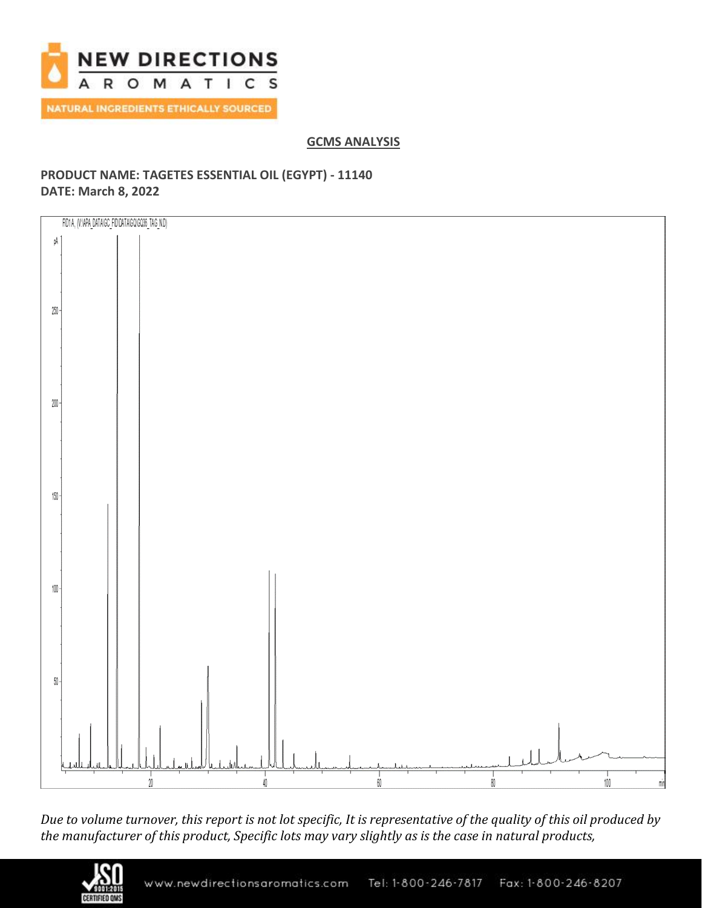NEW DIRECTIONS AROMATICS

NATURAL INGREDIENTS ETHICALLY SOURCED

## GCMS ANALYSIS

**PRODUCT NAME: TAGETES ESSENTIAL OIL (EGYPT) - 11140**
**DATE: March 8, 2022**

*Due to volume turnover, this report is not lot specific, It is representative of the quality of this oil produced by the manufacturer of this product, Specific lots may vary slightly as is the case in natural products,*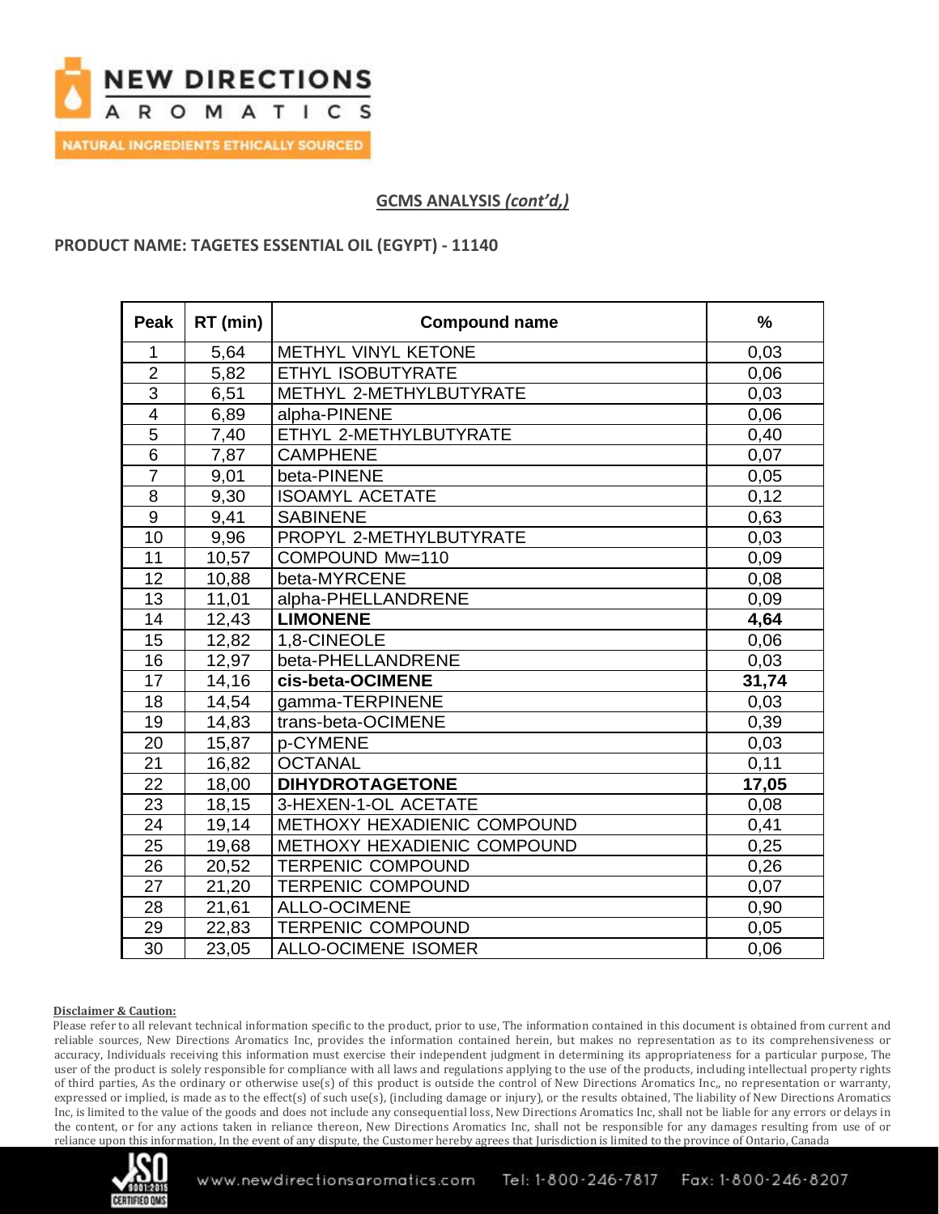## GCMS ANALYSIS *(cont'd,)*

**PRODUCT NAME: TAGETES ESSENTIAL OIL (EGYPT) - 11140**

| Peak | RT (min) | Compound name | % |
|---|---|---|---|
| 1 | 5,64 | METHYL VINYL KETONE | 0,03 |
| 2 | 5,82 | ETHYL ISOBUTYRATE | 0,06 |
| 3 | 6,51 | METHYL 2-METHYLBUTYRATE | 0,03 |
| 4 | 6,89 | alpha-PINENE | 0,06 |
| 5 | 7,40 | ETHYL 2-METHYLBUTYRATE | 0,40 |
| 6 | 7,87 | CAMPHENE | 0,07 |
| 7 | 9,01 | beta-PINENE | 0,05 |
| 8 | 9,30 | ISOAMYL ACETATE | 0,12 |
| 9 | 9,41 | SABINENE | 0,63 |
| 10 | 9,96 | PROPYL 2-METHYLBUTYRATE | 0,03 |
| 11 | 10,57 | COMPOUND Mw=110 | 0,09 |
| 12 | 10,88 | beta-MYRCENE | 0,08 |
| 13 | 11,01 | alpha-PHELLANDRENE | 0,09 |
| 14 | 12,43 | **LIMONENE** | **4,64** |
| 15 | 12,82 | 1,8-CINEOLE | 0,06 |
| 16 | 12,97 | beta-PHELLANDRENE | 0,03 |
| 17 | 14,16 | **cis-beta-OCIMENE** | **31,74** |
| 18 | 14,54 | gamma-TERPINENE | 0,03 |
| 19 | 14,83 | trans-beta-OCIMENE | 0,39 |
| 20 | 15,87 | p-CYMENE | 0,03 |
| 21 | 16,82 | OCTANAL | 0,11 |
| 22 | 18,00 | **DIHYDROTAGETONE** | **17,05** |
| 23 | 18,15 | 3-HEXEN-1-OL ACETATE | 0,08 |
| 24 | 19,14 | METHOXY HEXADIENIC COMPOUND | 0,41 |
| 25 | 19,68 | METHOXY HEXADIENIC COMPOUND | 0,25 |
| 26 | 20,52 | TERPENIC COMPOUND | 0,26 |
| 27 | 21,20 | TERPENIC COMPOUND | 0,07 |
| 28 | 21,61 | ALLO-OCIMENE | 0,90 |
| 29 | 22,83 | TERPENIC COMPOUND | 0,05 |
| 30 | 23,05 | ALLO-OCIMENE ISOMER | 0,06 |

**Disclaimer & Caution:**

Please refer to all relevant technical information specific to the product, prior to use, The information contained in this document is obtained from current and reliable sources, New Directions Aromatics Inc, provides the information contained herein, but makes no representation as to its comprehensiveness or accuracy, Individuals receiving this information must exercise their independent judgment in determining its appropriateness for a particular purpose, The user of the product is solely responsible for compliance with all laws and regulations applying to the use of the products, including intellectual property rights of third parties, As the ordinary or otherwise use(s) of this product is outside the control of New Directions Aromatics Inc,, no representation or warranty, expressed or implied, is made as to the effect(s) of such use(s), (including damage or injury), or the results obtained, The liability of New Directions Aromatics Inc, is limited to the value of the goods and does not include any consequential loss, New Directions Aromatics Inc, shall not be liable for any errors or delays in the content, or for any actions taken in reliance thereon, New Directions Aromatics Inc, shall not be responsible for any damages resulting from use of or reliance upon this information, In the event of any dispute, the Customer hereby agrees that Jurisdiction is limited to the province of Ontario, Canada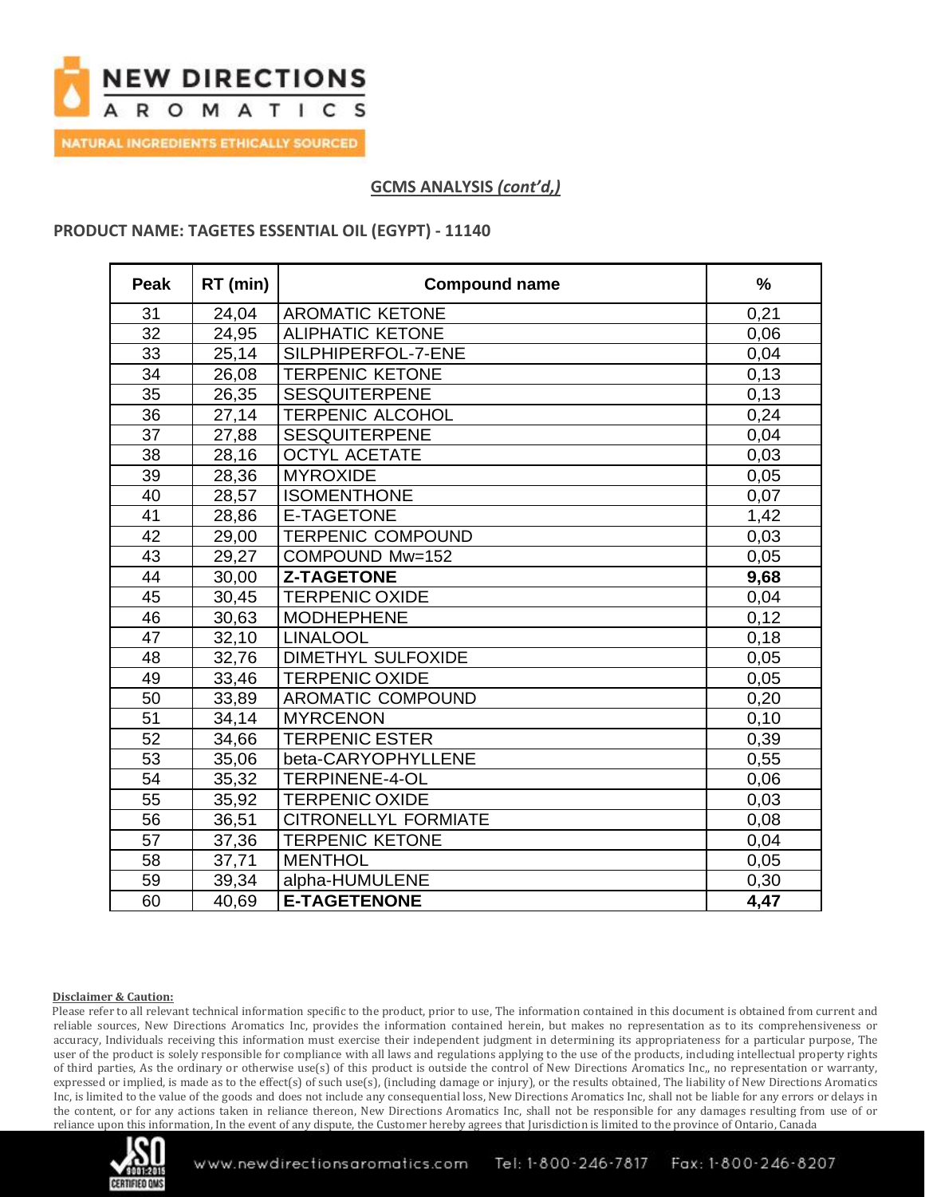## GCMS ANALYSIS *(cont'd,)*

### PRODUCT NAME: TAGETES ESSENTIAL OIL (EGYPT) - 11140

| Peak | RT (min) | Compound name | % |
|---|---|---|---|
| 31 | 24,04 | AROMATIC KETONE | 0,21 |
| 32 | 24,95 | ALIPHATIC KETONE | 0,06 |
| 33 | 25,14 | SILPHIPERFOL-7-ENE | 0,04 |
| 34 | 26,08 | TERPENIC KETONE | 0,13 |
| 35 | 26,35 | SESQUITERPENE | 0,13 |
| 36 | 27,14 | TERPENIC ALCOHOL | 0,24 |
| 37 | 27,88 | SESQUITERPENE | 0,04 |
| 38 | 28,16 | OCTYL ACETATE | 0,03 |
| 39 | 28,36 | MYROXIDE | 0,05 |
| 40 | 28,57 | ISOMENTHONE | 0,07 |
| 41 | 28,86 | E-TAGETONE | 1,42 |
| 42 | 29,00 | TERPENIC COMPOUND | 0,03 |
| 43 | 29,27 | COMPOUND Mw=152 | 0,05 |
| 44 | 30,00 | **Z-TAGETONE** | **9,68** |
| 45 | 30,45 | TERPENIC OXIDE | 0,04 |
| 46 | 30,63 | MODHEPHENE | 0,12 |
| 47 | 32,10 | LINALOOL | 0,18 |
| 48 | 32,76 | DIMETHYL SULFOXIDE | 0,05 |
| 49 | 33,46 | TERPENIC OXIDE | 0,05 |
| 50 | 33,89 | AROMATIC COMPOUND | 0,20 |
| 51 | 34,14 | MYRCENON | 0,10 |
| 52 | 34,66 | TERPENIC ESTER | 0,39 |
| 53 | 35,06 | beta-CARYOPHYLLENE | 0,55 |
| 54 | 35,32 | TERPINENE-4-OL | 0,06 |
| 55 | 35,92 | TERPENIC OXIDE | 0,03 |
| 56 | 36,51 | CITRONELLYL FORMIATE | 0,08 |
| 57 | 37,36 | TERPENIC KETONE | 0,04 |
| 58 | 37,71 | MENTHOL | 0,05 |
| 59 | 39,34 | alpha-HUMULENE | 0,30 |
| 60 | 40,69 | **E-TAGETENONE** | **4,47** |

**Disclaimer & Caution:**

Please refer to all relevant technical information specific to the product, prior to use, The information contained in this document is obtained from current and reliable sources, New Directions Aromatics Inc, provides the information contained herein, but makes no representation as to its comprehensiveness or accuracy, Individuals receiving this information must exercise their independent judgment in determining its appropriateness for a particular purpose, The user of the product is solely responsible for compliance with all laws and regulations applying to the use of the products, including intellectual property rights of third parties, As the ordinary or otherwise use(s) of this product is outside the control of New Directions Aromatics Inc,, no representation or warranty, expressed or implied, is made as to the effect(s) of such use(s), (including damage or injury), or the results obtained, The liability of New Directions Aromatics Inc, is limited to the value of the goods and does not include any consequential loss, New Directions Aromatics Inc, shall not be liable for any errors or delays in the content, or for any actions taken in reliance thereon, New Directions Aromatics Inc, shall not be responsible for any damages resulting from use of or reliance upon this information, In the event of any dispute, the Customer hereby agrees that Jurisdiction is limited to the province of Ontario, Canada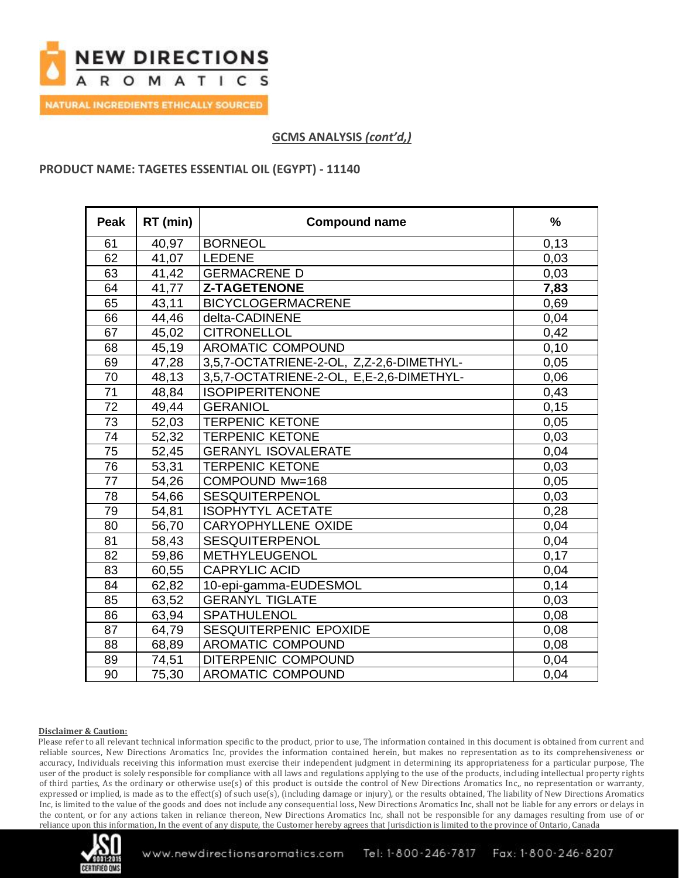## GCMS ANALYSIS *(cont'd,)*

**PRODUCT NAME: TAGETES ESSENTIAL OIL (EGYPT) - 11140**

| Peak | RT (min) | Compound name | % |
|---|---|---|---|
| 61 | 40,97 | BORNEOL | 0,13 |
| 62 | 41,07 | LEDENE | 0,03 |
| 63 | 41,42 | GERMACRENE D | 0,03 |
| 64 | 41,77 | **Z-TAGETENONE** | **7,83** |
| 65 | 43,11 | BICYCLOGERMACRENE | 0,69 |
| 66 | 44,46 | delta-CADINENE | 0,04 |
| 67 | 45,02 | CITRONELLOL | 0,42 |
| 68 | 45,19 | AROMATIC COMPOUND | 0,10 |
| 69 | 47,28 | 3,5,7-OCTATRIENE-2-OL, Z,Z-2,6-DIMETHYL- | 0,05 |
| 70 | 48,13 | 3,5,7-OCTATRIENE-2-OL, E,E-2,6-DIMETHYL- | 0,06 |
| 71 | 48,84 | ISOPIPERITENONE | 0,43 |
| 72 | 49,44 | GERANIOL | 0,15 |
| 73 | 52,03 | TERPENIC KETONE | 0,05 |
| 74 | 52,32 | TERPENIC KETONE | 0,03 |
| 75 | 52,45 | GERANYL ISOVALERATE | 0,04 |
| 76 | 53,31 | TERPENIC KETONE | 0,03 |
| 77 | 54,26 | COMPOUND Mw=168 | 0,05 |
| 78 | 54,66 | SESQUITERPENOL | 0,03 |
| 79 | 54,81 | ISOPHYTYL ACETATE | 0,28 |
| 80 | 56,70 | CARYOPHYLLENE OXIDE | 0,04 |
| 81 | 58,43 | SESQUITERPENOL | 0,04 |
| 82 | 59,86 | METHYLEUGENOL | 0,17 |
| 83 | 60,55 | CAPRYLIC ACID | 0,04 |
| 84 | 62,82 | 10-epi-gamma-EUDESMOL | 0,14 |
| 85 | 63,52 | GERANYL TIGLATE | 0,03 |
| 86 | 63,94 | SPATHULENOL | 0,08 |
| 87 | 64,79 | SESQUITERPENIC EPOXIDE | 0,08 |
| 88 | 68,89 | AROMATIC COMPOUND | 0,08 |
| 89 | 74,51 | DITERPENIC COMPOUND | 0,04 |
| 90 | 75,30 | AROMATIC COMPOUND | 0,04 |

**Disclaimer & Caution:**

Please refer to all relevant technical information specific to the product, prior to use, The information contained in this document is obtained from current and reliable sources, New Directions Aromatics Inc, provides the information contained herein, but makes no representation as to its comprehensiveness or accuracy, Individuals receiving this information must exercise their independent judgment in determining its appropriateness for a particular purpose, The user of the product is solely responsible for compliance with all laws and regulations applying to the use of the products, including intellectual property rights of third parties, As the ordinary or otherwise use(s) of this product is outside the control of New Directions Aromatics Inc,, no representation or warranty, expressed or implied, is made as to the effect(s) of such use(s), (including damage or injury), or the results obtained, The liability of New Directions Aromatics Inc, is limited to the value of the goods and does not include any consequential loss, New Directions Aromatics Inc, shall not be liable for any errors or delays in the content, or for any actions taken in reliance thereon, New Directions Aromatics Inc, shall not be responsible for any damages resulting from use of or reliance upon this information, In the event of any dispute, the Customer hereby agrees that Jurisdiction is limited to the province of Ontario, Canada

www.newdirectionsaromatics.com Tel: 1-800-246-7817 Fax: 1-800-246-8207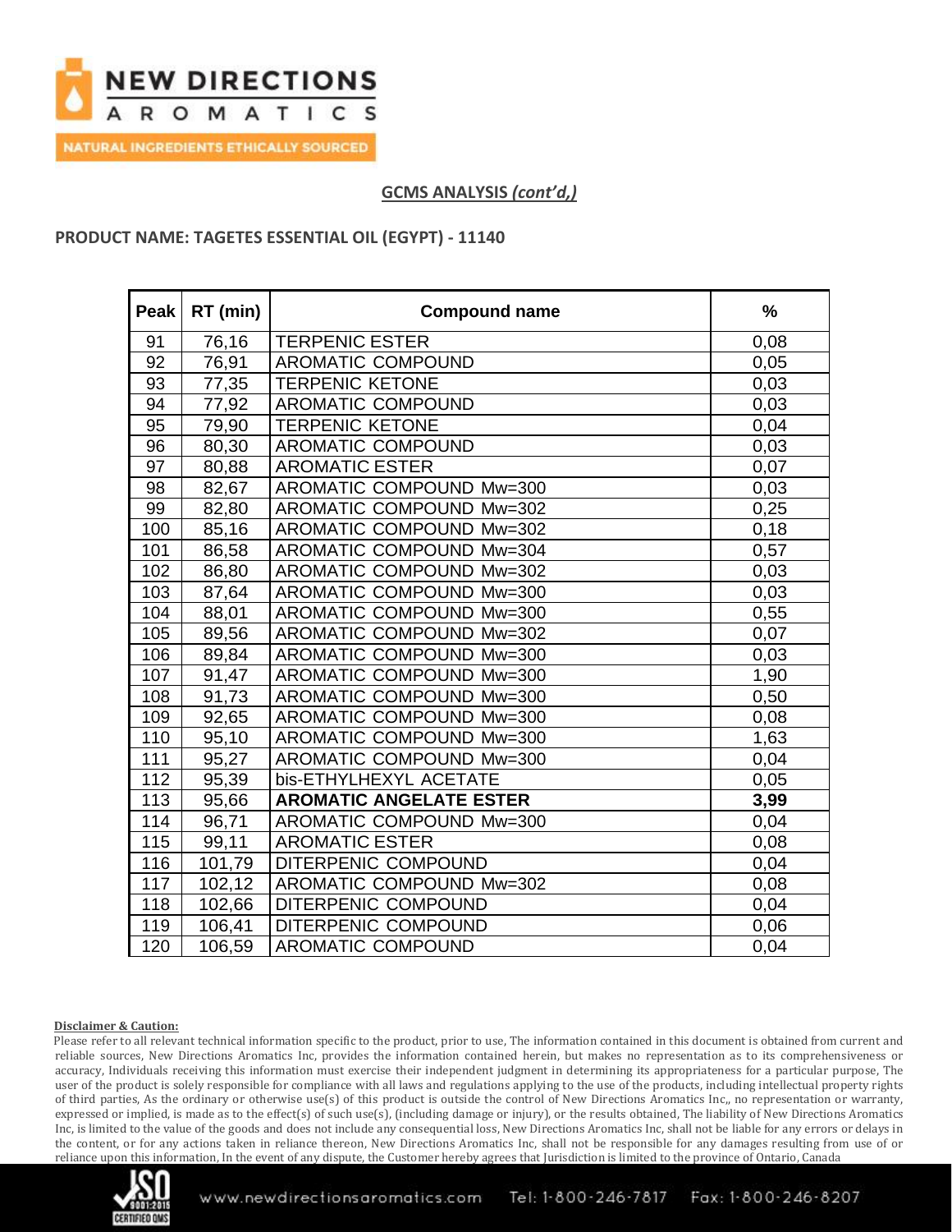## GCMS ANALYSIS *(cont'd,)*

### PRODUCT NAME: TAGETES ESSENTIAL OIL (EGYPT) - 11140

| Peak | RT (min) | Compound name | % |
|---|---|---|---|
| 91 | 76,16 | TERPENIC ESTER | 0,08 |
| 92 | 76,91 | AROMATIC COMPOUND | 0,05 |
| 93 | 77,35 | TERPENIC KETONE | 0,03 |
| 94 | 77,92 | AROMATIC COMPOUND | 0,03 |
| 95 | 79,90 | TERPENIC KETONE | 0,04 |
| 96 | 80,30 | AROMATIC COMPOUND | 0,03 |
| 97 | 80,88 | AROMATIC ESTER | 0,07 |
| 98 | 82,67 | AROMATIC COMPOUND Mw=300 | 0,03 |
| 99 | 82,80 | AROMATIC COMPOUND Mw=302 | 0,25 |
| 100 | 85,16 | AROMATIC COMPOUND Mw=302 | 0,18 |
| 101 | 86,58 | AROMATIC COMPOUND Mw=304 | 0,57 |
| 102 | 86,80 | AROMATIC COMPOUND Mw=302 | 0,03 |
| 103 | 87,64 | AROMATIC COMPOUND Mw=300 | 0,03 |
| 104 | 88,01 | AROMATIC COMPOUND Mw=300 | 0,55 |
| 105 | 89,56 | AROMATIC COMPOUND Mw=302 | 0,07 |
| 106 | 89,84 | AROMATIC COMPOUND Mw=300 | 0,03 |
| 107 | 91,47 | AROMATIC COMPOUND Mw=300 | 1,90 |
| 108 | 91,73 | AROMATIC COMPOUND Mw=300 | 0,50 |
| 109 | 92,65 | AROMATIC COMPOUND Mw=300 | 0,08 |
| 110 | 95,10 | AROMATIC COMPOUND Mw=300 | 1,63 |
| 111 | 95,27 | AROMATIC COMPOUND Mw=300 | 0,04 |
| 112 | 95,39 | bis-ETHYLHEXYL ACETATE | 0,05 |
| 113 | 95,66 | **AROMATIC ANGELATE ESTER** | **3,99** |
| 114 | 96,71 | AROMATIC COMPOUND Mw=300 | 0,04 |
| 115 | 99,11 | AROMATIC ESTER | 0,08 |
| 116 | 101,79 | DITERPENIC COMPOUND | 0,04 |
| 117 | 102,12 | AROMATIC COMPOUND Mw=302 | 0,08 |
| 118 | 102,66 | DITERPENIC COMPOUND | 0,04 |
| 119 | 106,41 | DITERPENIC COMPOUND | 0,06 |
| 120 | 106,59 | AROMATIC COMPOUND | 0,04 |

**Disclaimer & Caution:**

Please refer to all relevant technical information specific to the product, prior to use, The information contained in this document is obtained from current and reliable sources, New Directions Aromatics Inc, provides the information contained herein, but makes no representation as to its comprehensiveness or accuracy, Individuals receiving this information must exercise their independent judgment in determining its appropriateness for a particular purpose, The user of the product is solely responsible for compliance with all laws and regulations applying to the use of the products, including intellectual property rights of third parties, As the ordinary or otherwise use(s) of this product is outside the control of New Directions Aromatics Inc,, no representation or warranty, expressed or implied, is made as to the effect(s) of such use(s), (including damage or injury), or the results obtained, The liability of New Directions Aromatics Inc, is limited to the value of the goods and does not include any consequential loss, New Directions Aromatics Inc, shall not be liable for any errors or delays in the content, or for any actions taken in reliance thereon, New Directions Aromatics Inc, shall not be responsible for any damages resulting from use of or reliance upon this information, In the event of any dispute, the Customer hereby agrees that Jurisdiction is limited to the province of Ontario, Canada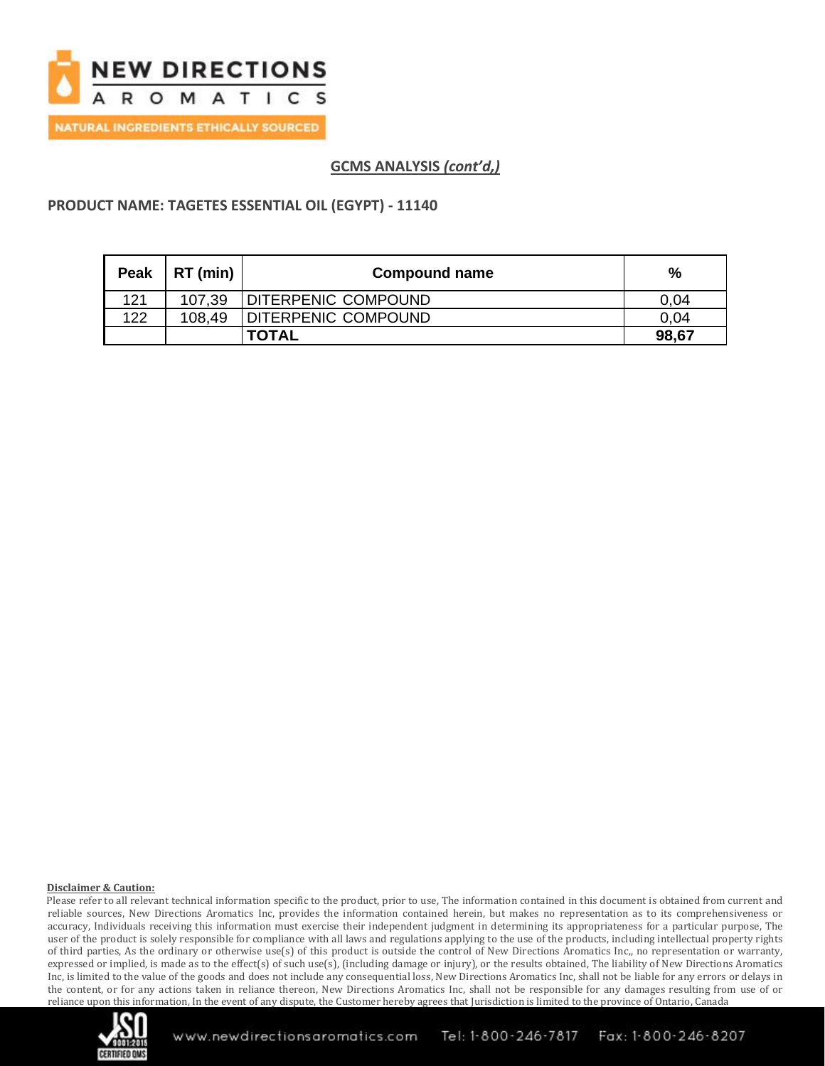## GCMS ANALYSIS *(cont'd,)*

**PRODUCT NAME: TAGETES ESSENTIAL OIL (EGYPT) - 11140**

| Peak | RT (min) | Compound name | % |
|---|---|---|---|
| 121 | 107,39 | DITERPENIC COMPOUND | 0,04 |
| 122 | 108,49 | DITERPENIC COMPOUND | 0,04 |
| | | **TOTAL** | **98,67** |

**Disclaimer & Caution:**

Please refer to all relevant technical information specific to the product, prior to use, The information contained in this document is obtained from current and reliable sources, New Directions Aromatics Inc, provides the information contained herein, but makes no representation as to its comprehensiveness or accuracy, Individuals receiving this information must exercise their independent judgment in determining its appropriateness for a particular purpose, The user of the product is solely responsible for compliance with all laws and regulations applying to the use of the products, including intellectual property rights of third parties, As the ordinary or otherwise use(s) of this product is outside the control of New Directions Aromatics Inc,, no representation or warranty, expressed or implied, is made as to the effect(s) of such use(s), (including damage or injury), or the results obtained, The liability of New Directions Aromatics Inc, is limited to the value of the goods and does not include any consequential loss, New Directions Aromatics Inc, shall not be liable for any errors or delays in the content, or for any actions taken in reliance thereon, New Directions Aromatics Inc, shall not be responsible for any damages resulting from use of or reliance upon this information, In the event of any dispute, the Customer hereby agrees that Jurisdiction is limited to the province of Ontario, Canada